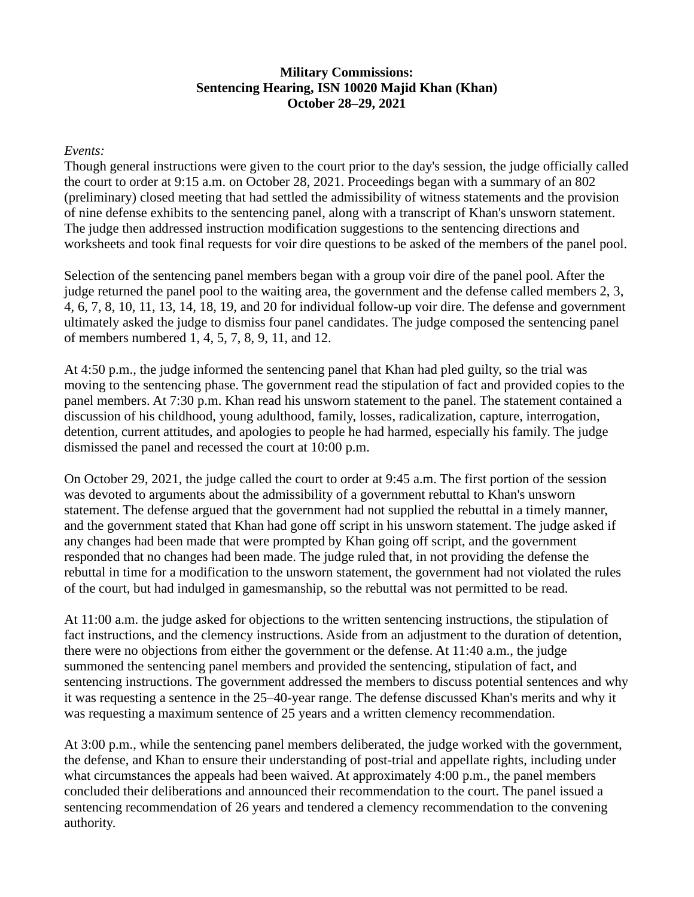**Military Commissions:**
**Sentencing Hearing, ISN 10020 Majid Khan (Khan)**
**October 28–29, 2021**

*Events:*
Though general instructions were given to the court prior to the day's session, the judge officially called the court to order at 9:15 a.m. on October 28, 2021. Proceedings began with a summary of an 802 (preliminary) closed meeting that had settled the admissibility of witness statements and the provision of nine defense exhibits to the sentencing panel, along with a transcript of Khan's unsworn statement. The judge then addressed instruction modification suggestions to the sentencing directions and worksheets and took final requests for voir dire questions to be asked of the members of the panel pool.

Selection of the sentencing panel members began with a group voir dire of the panel pool. After the judge returned the panel pool to the waiting area, the government and the defense called members 2, 3, 4, 6, 7, 8, 10, 11, 13, 14, 18, 19, and 20 for individual follow-up voir dire. The defense and government ultimately asked the judge to dismiss four panel candidates. The judge composed the sentencing panel of members numbered 1, 4, 5, 7, 8, 9, 11, and 12.

At 4:50 p.m., the judge informed the sentencing panel that Khan had pled guilty, so the trial was moving to the sentencing phase. The government read the stipulation of fact and provided copies to the panel members. At 7:30 p.m. Khan read his unsworn statement to the panel. The statement contained a discussion of his childhood, young adulthood, family, losses, radicalization, capture, interrogation, detention, current attitudes, and apologies to people he had harmed, especially his family. The judge dismissed the panel and recessed the court at 10:00 p.m.

On October 29, 2021, the judge called the court to order at 9:45 a.m. The first portion of the session was devoted to arguments about the admissibility of a government rebuttal to Khan's unsworn statement. The defense argued that the government had not supplied the rebuttal in a timely manner, and the government stated that Khan had gone off script in his unsworn statement. The judge asked if any changes had been made that were prompted by Khan going off script, and the government responded that no changes had been made. The judge ruled that, in not providing the defense the rebuttal in time for a modification to the unsworn statement, the government had not violated the rules of the court, but had indulged in gamesmanship, so the rebuttal was not permitted to be read.

At 11:00 a.m. the judge asked for objections to the written sentencing instructions, the stipulation of fact instructions, and the clemency instructions. Aside from an adjustment to the duration of detention, there were no objections from either the government or the defense. At 11:40 a.m., the judge summoned the sentencing panel members and provided the sentencing, stipulation of fact, and sentencing instructions. The government addressed the members to discuss potential sentences and why it was requesting a sentence in the 25–40-year range. The defense discussed Khan's merits and why it was requesting a maximum sentence of 25 years and a written clemency recommendation.

At 3:00 p.m., while the sentencing panel members deliberated, the judge worked with the government, the defense, and Khan to ensure their understanding of post-trial and appellate rights, including under what circumstances the appeals had been waived. At approximately 4:00 p.m., the panel members concluded their deliberations and announced their recommendation to the court. The panel issued a sentencing recommendation of 26 years and tendered a clemency recommendation to the convening authority.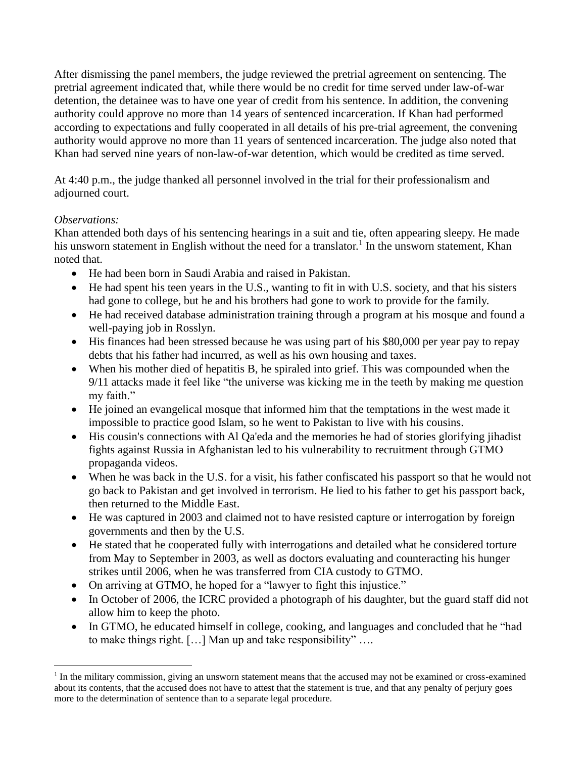After dismissing the panel members, the judge reviewed the pretrial agreement on sentencing. The pretrial agreement indicated that, while there would be no credit for time served under law-of-war detention, the detainee was to have one year of credit from his sentence. In addition, the convening authority could approve no more than 14 years of sentenced incarceration. If Khan had performed according to expectations and fully cooperated in all details of his pre-trial agreement, the convening authority would approve no more than 11 years of sentenced incarceration. The judge also noted that Khan had served nine years of non-law-of-war detention, which would be credited as time served.

At 4:40 p.m., the judge thanked all personnel involved in the trial for their professionalism and adjourned court.

*Observations:*
Khan attended both days of his sentencing hearings in a suit and tie, often appearing sleepy. He made his unsworn statement in English without the need for a translator.[1] In the unsworn statement, Khan noted that.

- He had been born in Saudi Arabia and raised in Pakistan.
- He had spent his teen years in the U.S., wanting to fit in with U.S. society, and that his sisters had gone to college, but he and his brothers had gone to work to provide for the family.
- He had received database administration training through a program at his mosque and found a well-paying job in Rosslyn.
- His finances had been stressed because he was using part of his $80,000 per year pay to repay debts that his father had incurred, as well as his own housing and taxes.
- When his mother died of hepatitis B, he spiraled into grief. This was compounded when the 9/11 attacks made it feel like "the universe was kicking me in the teeth by making me question my faith."
- He joined an evangelical mosque that informed him that the temptations in the west made it impossible to practice good Islam, so he went to Pakistan to live with his cousins.
- His cousin's connections with Al Qa'eda and the memories he had of stories glorifying jihadist fights against Russia in Afghanistan led to his vulnerability to recruitment through GTMO propaganda videos.
- When he was back in the U.S. for a visit, his father confiscated his passport so that he would not go back to Pakistan and get involved in terrorism. He lied to his father to get his passport back, then returned to the Middle East.
- He was captured in 2003 and claimed not to have resisted capture or interrogation by foreign governments and then by the U.S.
- He stated that he cooperated fully with interrogations and detailed what he considered torture from May to September in 2003, as well as doctors evaluating and counteracting his hunger strikes until 2006, when he was transferred from CIA custody to GTMO.
- On arriving at GTMO, he hoped for a "lawyer to fight this injustice."
- In October of 2006, the ICRC provided a photograph of his daughter, but the guard staff did not allow him to keep the photo.
- In GTMO, he educated himself in college, cooking, and languages and concluded that he "had to make things right. […] Man up and take responsibility" ….

[1] In the military commission, giving an unsworn statement means that the accused may not be examined or cross-examined about its contents, that the accused does not have to attest that the statement is true, and that any penalty of perjury goes more to the determination of sentence than to a separate legal procedure.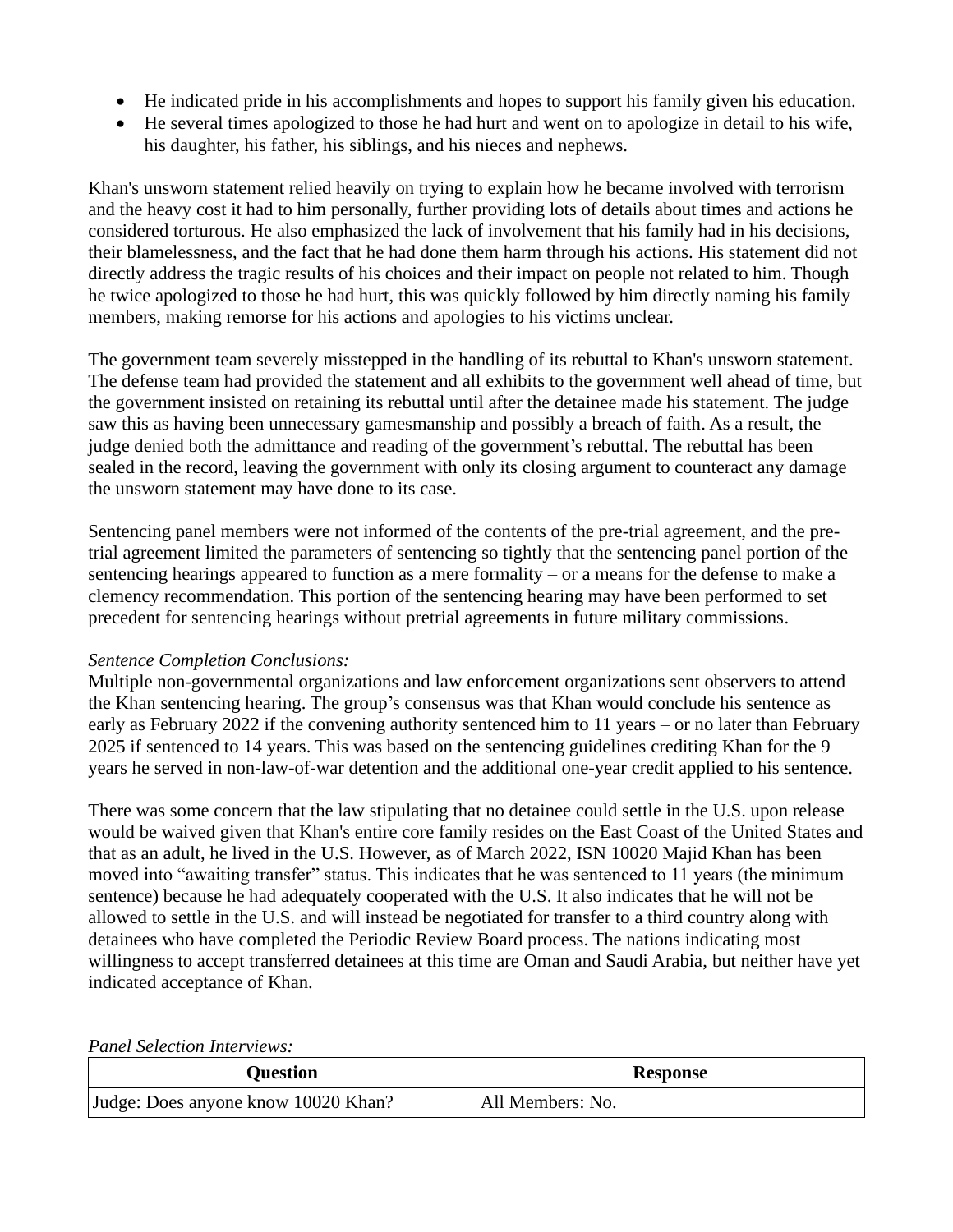- He indicated pride in his accomplishments and hopes to support his family given his education.
- He several times apologized to those he had hurt and went on to apologize in detail to his wife, his daughter, his father, his siblings, and his nieces and nephews.

Khan's unsworn statement relied heavily on trying to explain how he became involved with terrorism and the heavy cost it had to him personally, further providing lots of details about times and actions he considered torturous. He also emphasized the lack of involvement that his family had in his decisions, their blamelessness, and the fact that he had done them harm through his actions. His statement did not directly address the tragic results of his choices and their impact on people not related to him. Though he twice apologized to those he had hurt, this was quickly followed by him directly naming his family members, making remorse for his actions and apologies to his victims unclear.

The government team severely misstepped in the handling of its rebuttal to Khan's unsworn statement. The defense team had provided the statement and all exhibits to the government well ahead of time, but the government insisted on retaining its rebuttal until after the detainee made his statement. The judge saw this as having been unnecessary gamesmanship and possibly a breach of faith. As a result, the judge denied both the admittance and reading of the government's rebuttal. The rebuttal has been sealed in the record, leaving the government with only its closing argument to counteract any damage the unsworn statement may have done to its case.

Sentencing panel members were not informed of the contents of the pre-trial agreement, and the pre-trial agreement limited the parameters of sentencing so tightly that the sentencing panel portion of the sentencing hearings appeared to function as a mere formality – or a means for the defense to make a clemency recommendation. This portion of the sentencing hearing may have been performed to set precedent for sentencing hearings without pretrial agreements in future military commissions.

*Sentence Completion Conclusions:*

Multiple non-governmental organizations and law enforcement organizations sent observers to attend the Khan sentencing hearing. The group's consensus was that Khan would conclude his sentence as early as February 2022 if the convening authority sentenced him to 11 years – or no later than February 2025 if sentenced to 14 years. This was based on the sentencing guidelines crediting Khan for the 9 years he served in non-law-of-war detention and the additional one-year credit applied to his sentence.

There was some concern that the law stipulating that no detainee could settle in the U.S. upon release would be waived given that Khan's entire core family resides on the East Coast of the United States and that as an adult, he lived in the U.S. However, as of March 2022, ISN 10020 Majid Khan has been moved into "awaiting transfer" status. This indicates that he was sentenced to 11 years (the minimum sentence) because he had adequately cooperated with the U.S. It also indicates that he will not be allowed to settle in the U.S. and will instead be negotiated for transfer to a third country along with detainees who have completed the Periodic Review Board process. The nations indicating most willingness to accept transferred detainees at this time are Oman and Saudi Arabia, but neither have yet indicated acceptance of Khan.

*Panel Selection Interviews:*

| Question | Response |
|---|---|
| Judge: Does anyone know 10020 Khan? | All Members: No. |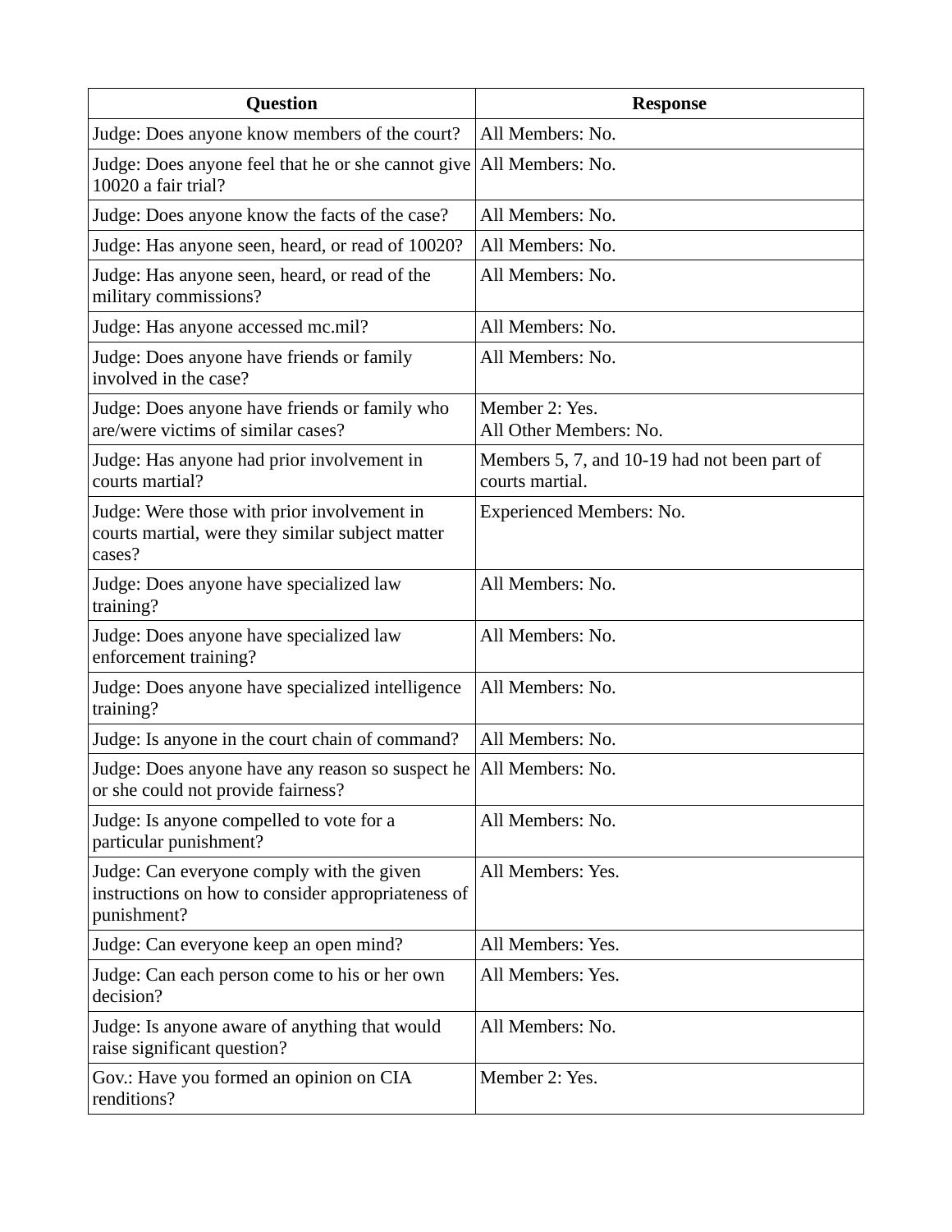| Question | Response |
| --- | --- |
| Judge: Does anyone know members of the court? | All Members: No. |
| Judge: Does anyone feel that he or she cannot give 10020 a fair trial? | All Members: No. |
| Judge: Does anyone know the facts of the case? | All Members: No. |
| Judge: Has anyone seen, heard, or read of 10020? | All Members: No. |
| Judge: Has anyone seen, heard, or read of the military commissions? | All Members: No. |
| Judge: Has anyone accessed mc.mil? | All Members: No. |
| Judge: Does anyone have friends or family involved in the case? | All Members: No. |
| Judge: Does anyone have friends or family who are/were victims of similar cases? | Member 2: Yes.<br>All Other Members: No. |
| Judge: Has anyone had prior involvement in courts martial? | Members 5, 7, and 10-19 had not been part of courts martial. |
| Judge: Were those with prior involvement in courts martial, were they similar subject matter cases? | Experienced Members: No. |
| Judge: Does anyone have specialized law training? | All Members: No. |
| Judge: Does anyone have specialized law enforcement training? | All Members: No. |
| Judge: Does anyone have specialized intelligence training? | All Members: No. |
| Judge: Is anyone in the court chain of command? | All Members: No. |
| Judge: Does anyone have any reason so suspect he or she could not provide fairness? | All Members: No. |
| Judge: Is anyone compelled to vote for a particular punishment? | All Members: No. |
| Judge: Can everyone comply with the given instructions on how to consider appropriateness of punishment? | All Members: Yes. |
| Judge: Can everyone keep an open mind? | All Members: Yes. |
| Judge: Can each person come to his or her own decision? | All Members: Yes. |
| Judge: Is anyone aware of anything that would raise significant question? | All Members: No. |
| Gov.: Have you formed an opinion on CIA renditions? | Member 2: Yes. |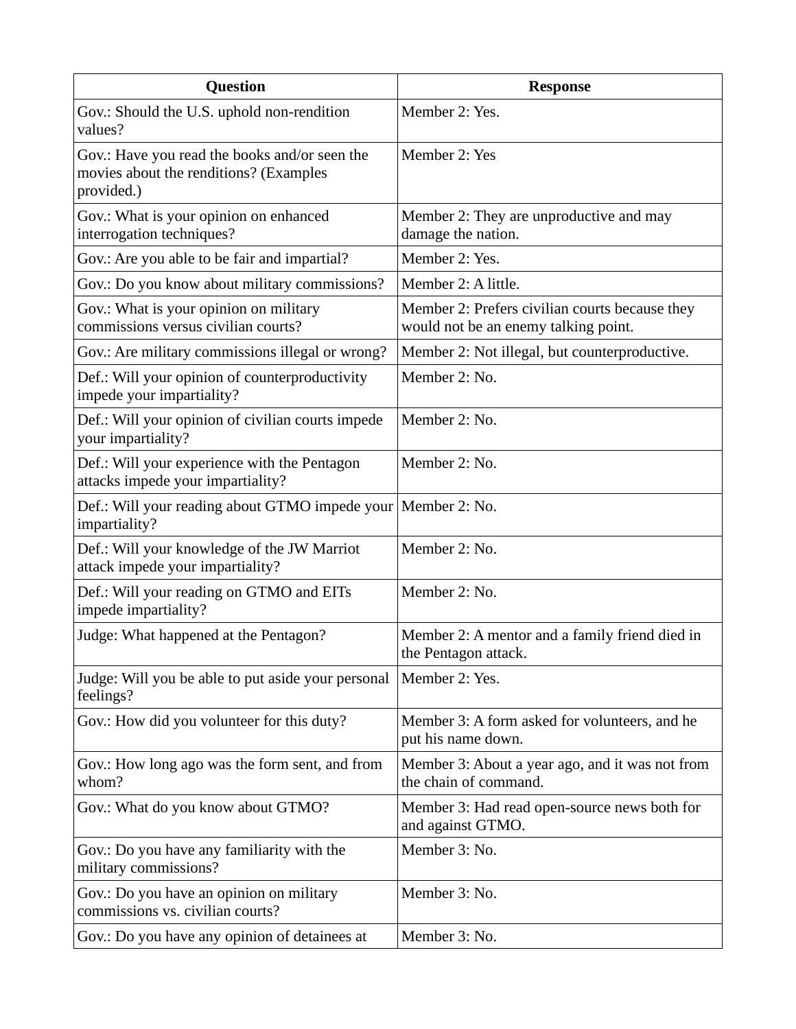| Question | Response |
|---|---|
| Gov.: Should the U.S. uphold non-rendition values? | Member 2: Yes. |
| Gov.: Have you read the books and/or seen the movies about the renditions? (Examples provided.) | Member 2: Yes |
| Gov.: What is your opinion on enhanced interrogation techniques? | Member 2: They are unproductive and may damage the nation. |
| Gov.: Are you able to be fair and impartial? | Member 2: Yes. |
| Gov.: Do you know about military commissions? | Member 2: A little. |
| Gov.: What is your opinion on military commissions versus civilian courts? | Member 2: Prefers civilian courts because they would not be an enemy talking point. |
| Gov.: Are military commissions illegal or wrong? | Member 2: Not illegal, but counterproductive. |
| Def.: Will your opinion of counterproductivity impede your impartiality? | Member 2: No. |
| Def.: Will your opinion of civilian courts impede your impartiality? | Member 2: No. |
| Def.: Will your experience with the Pentagon attacks impede your impartiality? | Member 2: No. |
| Def.: Will your reading about GTMO impede your impartiality? | Member 2: No. |
| Def.: Will your knowledge of the JW Marriot attack impede your impartiality? | Member 2: No. |
| Def.: Will your reading on GTMO and EITs impede impartiality? | Member 2: No. |
| Judge: What happened at the Pentagon? | Member 2: A mentor and a family friend died in the Pentagon attack. |
| Judge: Will you be able to put aside your personal feelings? | Member 2: Yes. |
| Gov.: How did you volunteer for this duty? | Member 3: A form asked for volunteers, and he put his name down. |
| Gov.: How long ago was the form sent, and from whom? | Member 3: About a year ago, and it was not from the chain of command. |
| Gov.: What do you know about GTMO? | Member 3: Had read open-source news both for and against GTMO. |
| Gov.: Do you have any familiarity with the military commissions? | Member 3: No. |
| Gov.: Do you have an opinion on military commissions vs. civilian courts? | Member 3: No. |
| Gov.: Do you have any opinion of detainees at | Member 3: No. |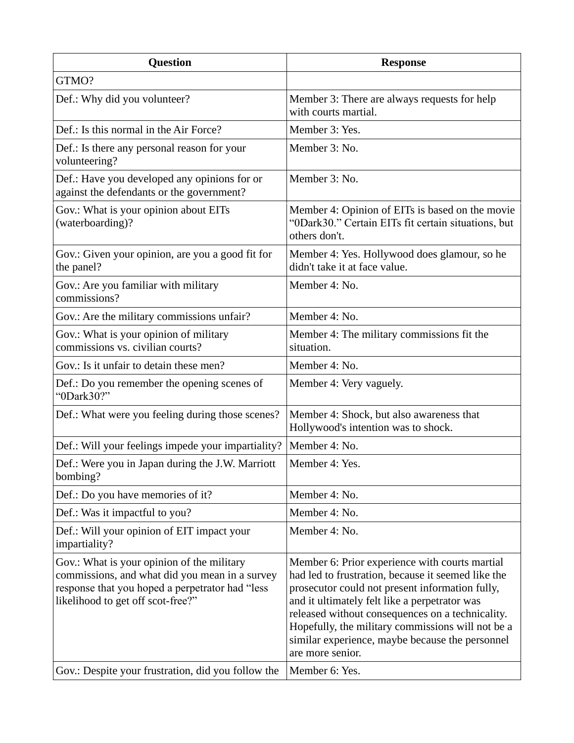| Question | Response |
| --- | --- |
| GTMO? | |
| Def.: Why did you volunteer? | Member 3: There are always requests for help with courts martial. |
| Def.: Is this normal in the Air Force? | Member 3: Yes. |
| Def.: Is there any personal reason for your volunteering? | Member 3: No. |
| Def.: Have you developed any opinions for or against the defendants or the government? | Member 3: No. |
| Gov.: What is your opinion about EITs (waterboarding)? | Member 4: Opinion of EITs is based on the movie "0Dark30." Certain EITs fit certain situations, but others don't. |
| Gov.: Given your opinion, are you a good fit for the panel? | Member 4: Yes. Hollywood does glamour, so he didn't take it at face value. |
| Gov.: Are you familiar with military commissions? | Member 4: No. |
| Gov.: Are the military commissions unfair? | Member 4: No. |
| Gov.: What is your opinion of military commissions vs. civilian courts? | Member 4: The military commissions fit the situation. |
| Gov.: Is it unfair to detain these men? | Member 4: No. |
| Def.: Do you remember the opening scenes of "0Dark30?" | Member 4: Very vaguely. |
| Def.: What were you feeling during those scenes? | Member 4: Shock, but also awareness that Hollywood's intention was to shock. |
| Def.: Will your feelings impede your impartiality? | Member 4: No. |
| Def.: Were you in Japan during the J.W. Marriott bombing? | Member 4: Yes. |
| Def.: Do you have memories of it? | Member 4: No. |
| Def.: Was it impactful to you? | Member 4: No. |
| Def.: Will your opinion of EIT impact your impartiality? | Member 4: No. |
| Gov.: What is your opinion of the military commissions, and what did you mean in a survey response that you hoped a perpetrator had "less likelihood to get off scot-free?" | Member 6: Prior experience with courts martial had led to frustration, because it seemed like the prosecutor could not present information fully, and it ultimately felt like a perpetrator was released without consequences on a technicality. Hopefully, the military commissions will not be a similar experience, maybe because the personnel are more senior. |
| Gov.: Despite your frustration, did you follow the | Member 6: Yes. |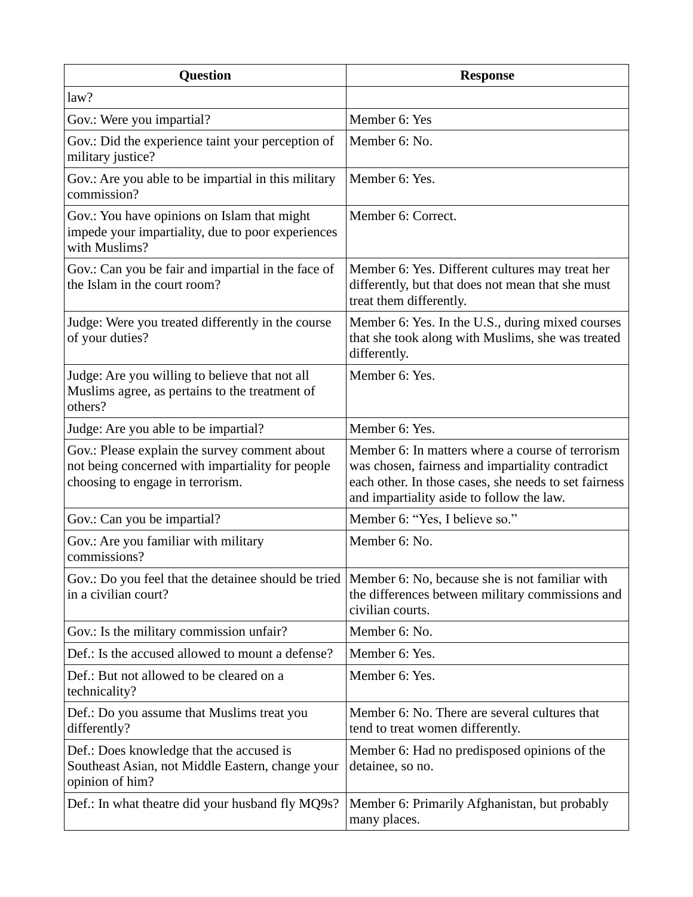| Question | Response |
| --- | --- |
| law? | |
| Gov.: Were you impartial? | Member 6: Yes |
| Gov.: Did the experience taint your perception of military justice? | Member 6: No. |
| Gov.: Are you able to be impartial in this military commission? | Member 6: Yes. |
| Gov.: You have opinions on Islam that might impede your impartiality, due to poor experiences with Muslims? | Member 6: Correct. |
| Gov.: Can you be fair and impartial in the face of the Islam in the court room? | Member 6: Yes. Different cultures may treat her differently, but that does not mean that she must treat them differently. |
| Judge: Were you treated differently in the course of your duties? | Member 6: Yes. In the U.S., during mixed courses that she took along with Muslims, she was treated differently. |
| Judge: Are you willing to believe that not all Muslims agree, as pertains to the treatment of others? | Member 6: Yes. |
| Judge: Are you able to be impartial? | Member 6: Yes. |
| Gov.: Please explain the survey comment about not being concerned with impartiality for people choosing to engage in terrorism. | Member 6: In matters where a course of terrorism was chosen, fairness and impartiality contradict each other. In those cases, she needs to set fairness and impartiality aside to follow the law. |
| Gov.: Can you be impartial? | Member 6: "Yes, I believe so." |
| Gov.: Are you familiar with military commissions? | Member 6: No. |
| Gov.: Do you feel that the detainee should be tried in a civilian court? | Member 6: No, because she is not familiar with the differences between military commissions and civilian courts. |
| Gov.: Is the military commission unfair? | Member 6: No. |
| Def.: Is the accused allowed to mount a defense? | Member 6: Yes. |
| Def.: But not allowed to be cleared on a technicality? | Member 6: Yes. |
| Def.: Do you assume that Muslims treat you differently? | Member 6: No. There are several cultures that tend to treat women differently. |
| Def.: Does knowledge that the accused is Southeast Asian, not Middle Eastern, change your opinion of him? | Member 6: Had no predisposed opinions of the detainee, so no. |
| Def.: In what theatre did your husband fly MQ9s? | Member 6: Primarily Afghanistan, but probably many places. |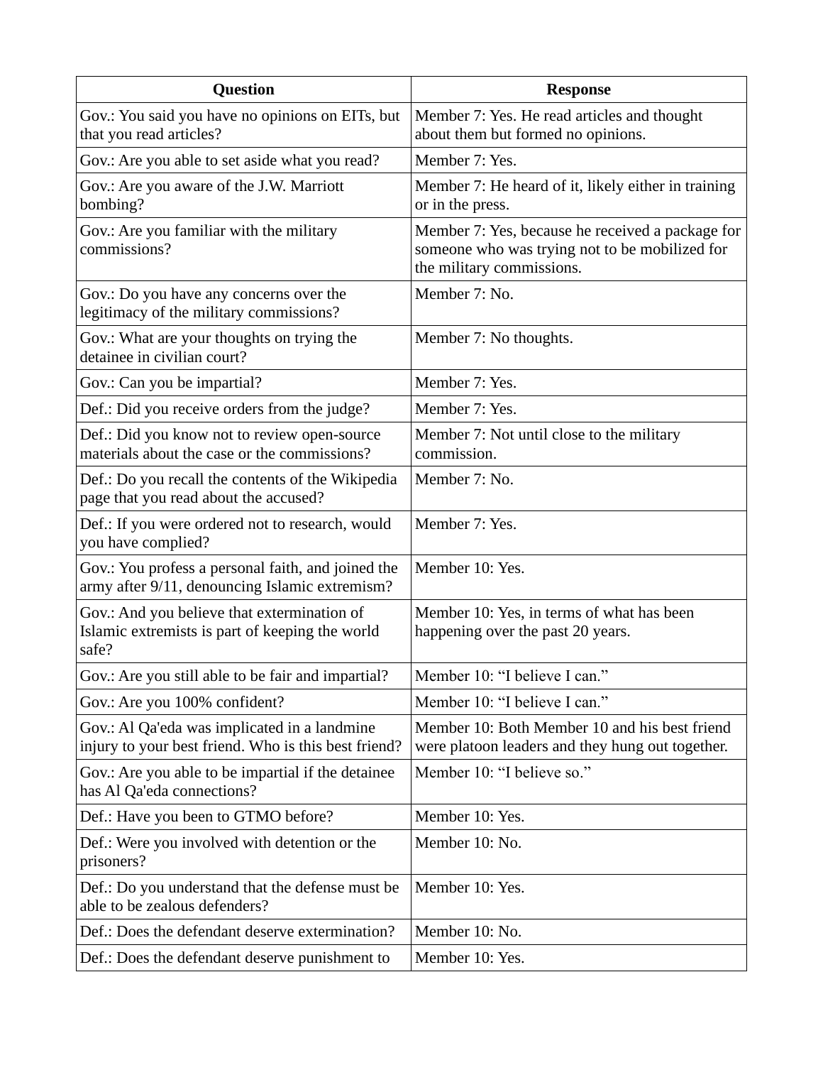| Question | Response |
| --- | --- |
| Gov.: You said you have no opinions on EITs, but that you read articles? | Member 7: Yes. He read articles and thought about them but formed no opinions. |
| Gov.: Are you able to set aside what you read? | Member 7: Yes. |
| Gov.: Are you aware of the J.W. Marriott bombing? | Member 7: He heard of it, likely either in training or in the press. |
| Gov.: Are you familiar with the military commissions? | Member 7: Yes, because he received a package for someone who was trying not to be mobilized for the military commissions. |
| Gov.: Do you have any concerns over the legitimacy of the military commissions? | Member 7: No. |
| Gov.: What are your thoughts on trying the detainee in civilian court? | Member 7: No thoughts. |
| Gov.: Can you be impartial? | Member 7: Yes. |
| Def.: Did you receive orders from the judge? | Member 7: Yes. |
| Def.: Did you know not to review open-source materials about the case or the commissions? | Member 7: Not until close to the military commission. |
| Def.: Do you recall the contents of the Wikipedia page that you read about the accused? | Member 7: No. |
| Def.: If you were ordered not to research, would you have complied? | Member 7: Yes. |
| Gov.: You profess a personal faith, and joined the army after 9/11, denouncing Islamic extremism? | Member 10: Yes. |
| Gov.: And you believe that extermination of Islamic extremists is part of keeping the world safe? | Member 10: Yes, in terms of what has been happening over the past 20 years. |
| Gov.: Are you still able to be fair and impartial? | Member 10: "I believe I can." |
| Gov.: Are you 100% confident? | Member 10: "I believe I can." |
| Gov.: Al Qa'eda was implicated in a landmine injury to your best friend. Who is this best friend? | Member 10: Both Member 10 and his best friend were platoon leaders and they hung out together. |
| Gov.: Are you able to be impartial if the detainee has Al Qa'eda connections? | Member 10: "I believe so." |
| Def.: Have you been to GTMO before? | Member 10: Yes. |
| Def.: Were you involved with detention or the prisoners? | Member 10: No. |
| Def.: Do you understand that the defense must be able to be zealous defenders? | Member 10: Yes. |
| Def.: Does the defendant deserve extermination? | Member 10: No. |
| Def.: Does the defendant deserve punishment to | Member 10: Yes. |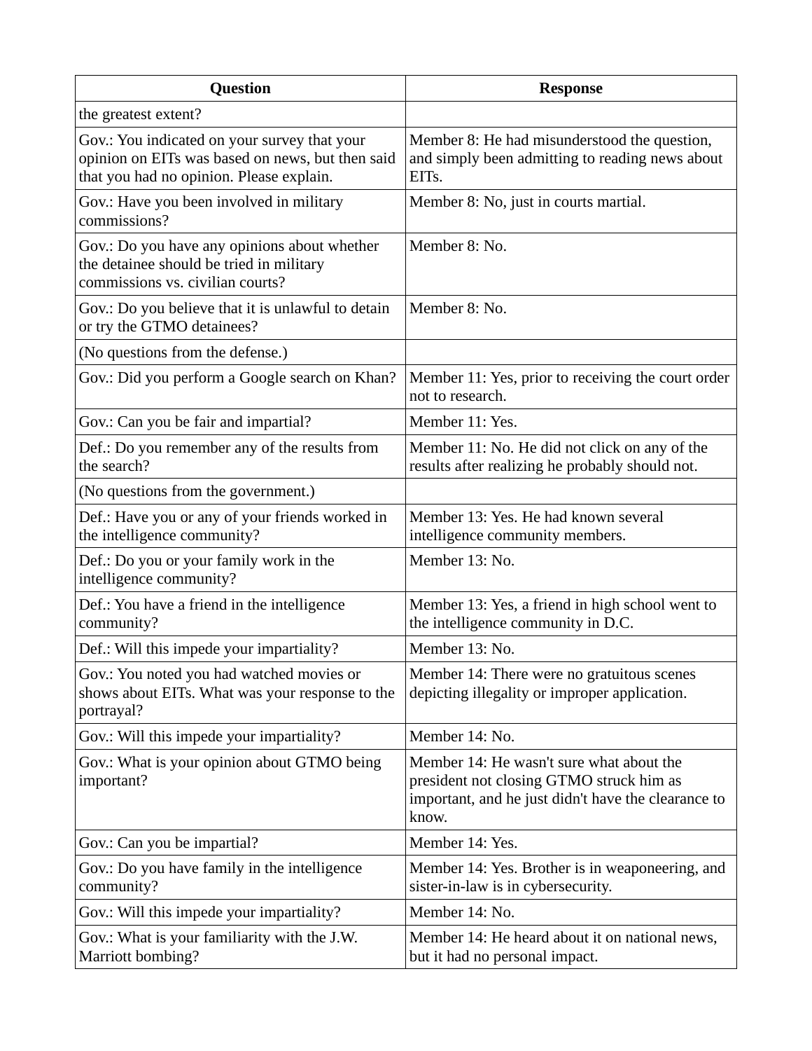| Question | Response |
| --- | --- |
| the greatest extent? | |
| Gov.: You indicated on your survey that your opinion on EITs was based on news, but then said that you had no opinion. Please explain. | Member 8: He had misunderstood the question, and simply been admitting to reading news about EITs. |
| Gov.: Have you been involved in military commissions? | Member 8: No, just in courts martial. |
| Gov.: Do you have any opinions about whether the detainee should be tried in military commissions vs. civilian courts? | Member 8: No. |
| Gov.: Do you believe that it is unlawful to detain or try the GTMO detainees? | Member 8: No. |
| (No questions from the defense.) | |
| Gov.: Did you perform a Google search on Khan? | Member 11: Yes, prior to receiving the court order not to research. |
| Gov.: Can you be fair and impartial? | Member 11: Yes. |
| Def.: Do you remember any of the results from the search? | Member 11: No. He did not click on any of the results after realizing he probably should not. |
| (No questions from the government.) | |
| Def.: Have you or any of your friends worked in the intelligence community? | Member 13: Yes. He had known several intelligence community members. |
| Def.: Do you or your family work in the intelligence community? | Member 13: No. |
| Def.: You have a friend in the intelligence community? | Member 13: Yes, a friend in high school went to the intelligence community in D.C. |
| Def.: Will this impede your impartiality? | Member 13: No. |
| Gov.: You noted you had watched movies or shows about EITs. What was your response to the portrayal? | Member 14: There were no gratuitous scenes depicting illegality or improper application. |
| Gov.: Will this impede your impartiality? | Member 14: No. |
| Gov.: What is your opinion about GTMO being important? | Member 14: He wasn't sure what about the president not closing GTMO struck him as important, and he just didn't have the clearance to know. |
| Gov.: Can you be impartial? | Member 14: Yes. |
| Gov.: Do you have family in the intelligence community? | Member 14: Yes. Brother is in weaponeering, and sister-in-law is in cybersecurity. |
| Gov.: Will this impede your impartiality? | Member 14: No. |
| Gov.: What is your familiarity with the J.W. Marriott bombing? | Member 14: He heard about it on national news, but it had no personal impact. |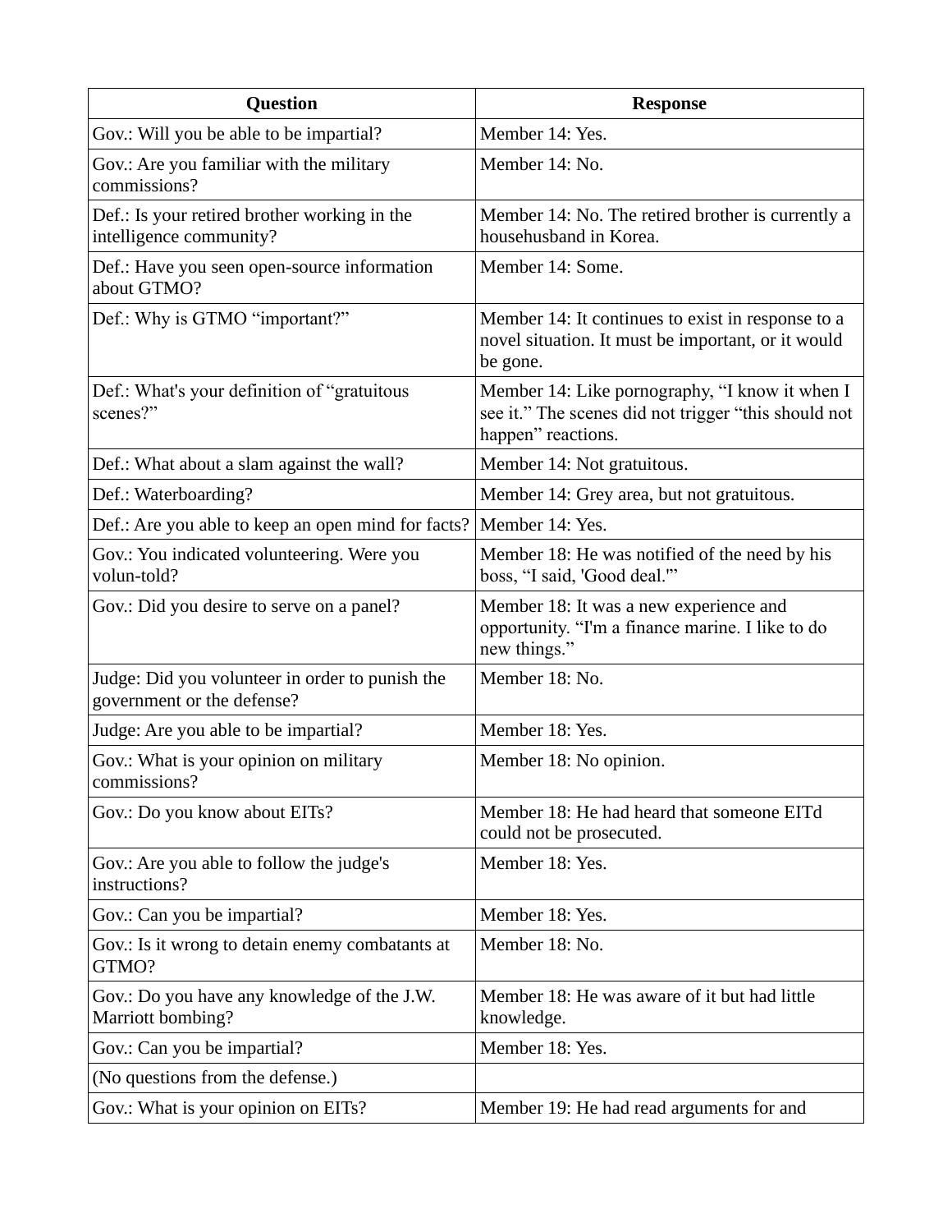| Question | Response |
|---|---|
| Gov.: Will you be able to be impartial? | Member 14: Yes. |
| Gov.: Are you familiar with the military commissions? | Member 14: No. |
| Def.: Is your retired brother working in the intelligence community? | Member 14: No. The retired brother is currently a househusband in Korea. |
| Def.: Have you seen open-source information about GTMO? | Member 14: Some. |
| Def.: Why is GTMO "important?" | Member 14: It continues to exist in response to a novel situation. It must be important, or it would be gone. |
| Def.: What's your definition of "gratuitous scenes?" | Member 14: Like pornography, "I know it when I see it." The scenes did not trigger "this should not happen" reactions. |
| Def.: What about a slam against the wall? | Member 14: Not gratuitous. |
| Def.: Waterboarding? | Member 14: Grey area, but not gratuitous. |
| Def.: Are you able to keep an open mind for facts? | Member 14: Yes. |
| Gov.: You indicated volunteering. Were you volun-told? | Member 18: He was notified of the need by his boss, "I said, 'Good deal.'" |
| Gov.: Did you desire to serve on a panel? | Member 18: It was a new experience and opportunity. "I'm a finance marine. I like to do new things." |
| Judge: Did you volunteer in order to punish the government or the defense? | Member 18: No. |
| Judge: Are you able to be impartial? | Member 18: Yes. |
| Gov.: What is your opinion on military commissions? | Member 18: No opinion. |
| Gov.: Do you know about EITs? | Member 18: He had heard that someone EITd could not be prosecuted. |
| Gov.: Are you able to follow the judge's instructions? | Member 18: Yes. |
| Gov.: Can you be impartial? | Member 18: Yes. |
| Gov.: Is it wrong to detain enemy combatants at GTMO? | Member 18: No. |
| Gov.: Do you have any knowledge of the J.W. Marriott bombing? | Member 18: He was aware of it but had little knowledge. |
| Gov.: Can you be impartial? | Member 18: Yes. |
| (No questions from the defense.) | |
| Gov.: What is your opinion on EITs? | Member 19: He had read arguments for and |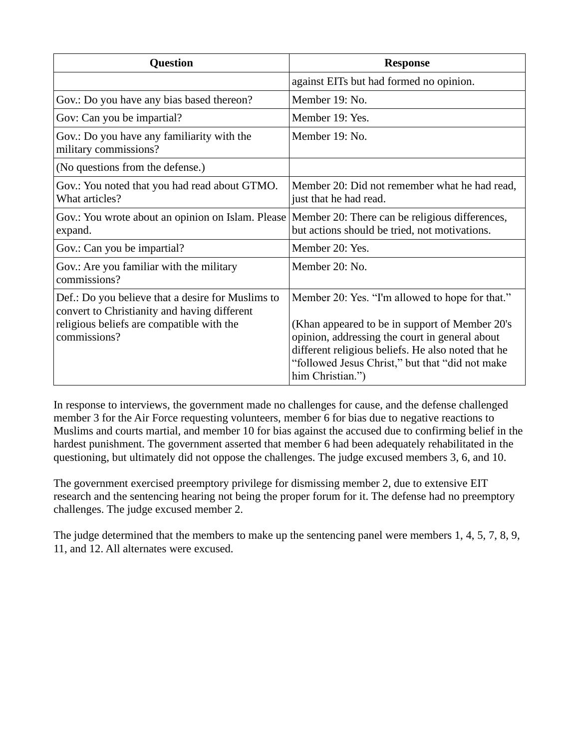| Question | Response |
|---|---|
| | against EITs but had formed no opinion. |
| Gov.: Do you have any bias based thereon? | Member 19: No. |
| Gov: Can you be impartial? | Member 19: Yes. |
| Gov.: Do you have any familiarity with the military commissions? | Member 19: No. |
| (No questions from the defense.) | |
| Gov.: You noted that you had read about GTMO. What articles? | Member 20: Did not remember what he had read, just that he had read. |
| Gov.: You wrote about an opinion on Islam. Please expand. | Member 20: There can be religious differences, but actions should be tried, not motivations. |
| Gov.: Can you be impartial? | Member 20: Yes. |
| Gov.: Are you familiar with the military commissions? | Member 20: No. |
| Def.: Do you believe that a desire for Muslims to convert to Christianity and having different religious beliefs are compatible with the commissions? | Member 20: Yes. "I'm allowed to hope for that."<br><br>(Khan appeared to be in support of Member 20's opinion, addressing the court in general about different religious beliefs. He also noted that he "followed Jesus Christ," but that "did not make him Christian.") |

In response to interviews, the government made no challenges for cause, and the defense challenged member 3 for the Air Force requesting volunteers, member 6 for bias due to negative reactions to Muslims and courts martial, and member 10 for bias against the accused due to confirming belief in the hardest punishment. The government asserted that member 6 had been adequately rehabilitated in the questioning, but ultimately did not oppose the challenges. The judge excused members 3, 6, and 10.

The government exercised preemptory privilege for dismissing member 2, due to extensive EIT research and the sentencing hearing not being the proper forum for it. The defense had no preemptory challenges. The judge excused member 2.

The judge determined that the members to make up the sentencing panel were members 1, 4, 5, 7, 8, 9, 11, and 12. All alternates were excused.